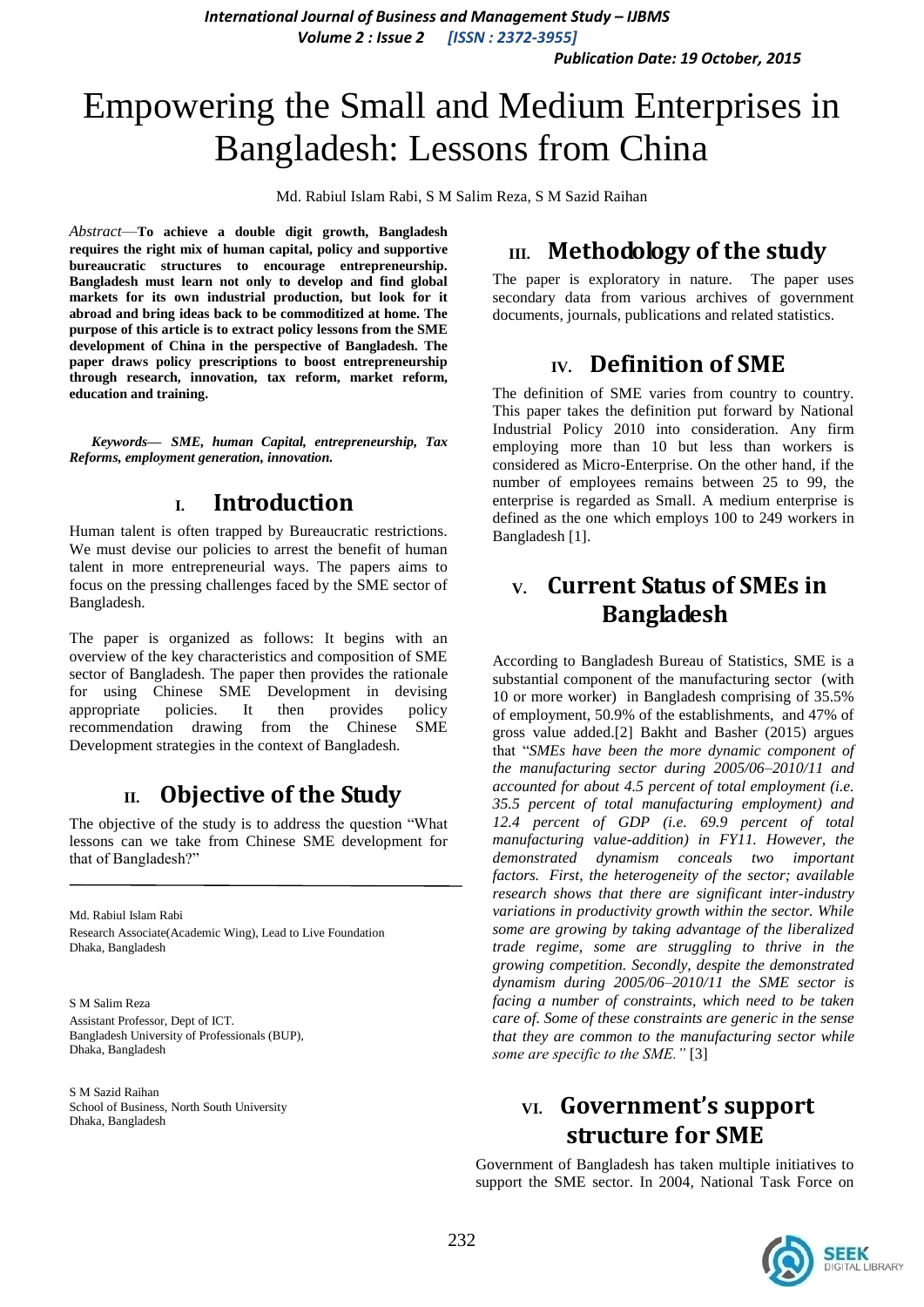# Empowering the Small and Medium Enterprises in Bangladesh: Lessons from China

Md. Rabiul Islam Rabi, S M Salim Reza, S M Sazid Raihan

*Abstract*—**To achieve a double digit growth, Bangladesh requires the right mix of human capital, policy and supportive bureaucratic structures to encourage entrepreneurship. Bangladesh must learn not only to develop and find global markets for its own industrial production, but look for it abroad and bring ideas back to be commoditized at home. The purpose of this article is to extract policy lessons from the SME development of China in the perspective of Bangladesh. The paper draws policy prescriptions to boost entrepreneurship through research, innovation, tax reform, market reform, education and training.**

***Keywords— SME, human Capital, entrepreneurship, Tax Reforms, employment generation, innovation.***

## I. Introduction

Human talent is often trapped by Bureaucratic restrictions. We must devise our policies to arrest the benefit of human talent in more entrepreneurial ways. The papers aims to focus on the pressing challenges faced by the SME sector of Bangladesh.

The paper is organized as follows: It begins with an overview of the key characteristics and composition of SME sector of Bangladesh. The paper then provides the rationale for using Chinese SME Development in devising appropriate policies. It then provides policy recommendation drawing from the Chinese SME Development strategies in the context of Bangladesh.

## II. Objective of the Study

The objective of the study is to address the question "What lessons can we take from Chinese SME development for that of Bangladesh?"

Md. Rabiul Islam Rabi
Research Associate(Academic Wing), Lead to Live Foundation
Dhaka, Bangladesh

S M Salim Reza
Assistant Professor, Dept of ICT.
Bangladesh University of Professionals (BUP),
Dhaka, Bangladesh

S M Sazid Raihan
School of Business, North South University
Dhaka, Bangladesh

## III. Methodology of the study

The paper is exploratory in nature. The paper uses secondary data from various archives of government documents, journals, publications and related statistics.

## IV. Definition of SME

The definition of SME varies from country to country. This paper takes the definition put forward by National Industrial Policy 2010 into consideration. Any firm employing more than 10 but less than workers is considered as Micro-Enterprise. On the other hand, if the number of employees remains between 25 to 99, the enterprise is regarded as Small. A medium enterprise is defined as the one which employs 100 to 249 workers in Bangladesh [1].

## V. Current Status of SMEs in Bangladesh

According to Bangladesh Bureau of Statistics, SME is a substantial component of the manufacturing sector (with 10 or more worker) in Bangladesh comprising of 35.5% of employment, 50.9% of the establishments, and 47% of gross value added.[2] Bakht and Basher (2015) argues that "*SMEs have been the more dynamic component of the manufacturing sector during 2005/06–2010/11 and accounted for about 4.5 percent of total employment (i.e. 35.5 percent of total manufacturing employment) and 12.4 percent of GDP (i.e. 69.9 percent of total manufacturing value-addition) in FY11. However, the demonstrated dynamism conceals two important factors. First, the heterogeneity of the sector; available research shows that there are significant inter-industry variations in productivity growth within the sector. While some are growing by taking advantage of the liberalized trade regime, some are struggling to thrive in the growing competition. Secondly, despite the demonstrated dynamism during 2005/06–2010/11 the SME sector is facing a number of constraints, which need to be taken care of. Some of these constraints are generic in the sense that they are common to the manufacturing sector while some are specific to the SME.*" [3]

## VI. Government's support structure for SME

Government of Bangladesh has taken multiple initiatives to support the SME sector. In 2004, National Task Force on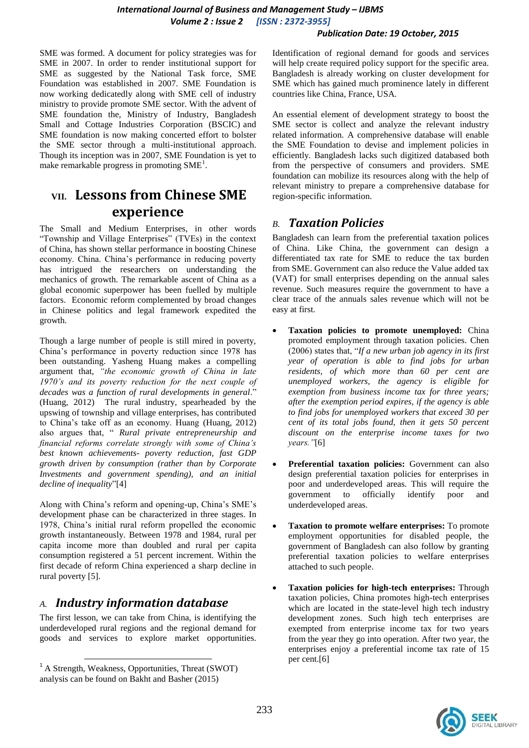SME was formed. A document for policy strategies was for SME in 2007. In order to render institutional support for SME as suggested by the National Task force, SME Foundation was established in 2007. SME Foundation is now working dedicatedly along with SME cell of industry ministry to provide promote SME sector. With the advent of SME foundation the, Ministry of Industry, Bangladesh Small and Cottage Industries Corporation (BSCIC) and SME foundation is now making concerted effort to bolster the SME sector through a multi-institutional approach. Though its inception was in 2007, SME Foundation is yet to make remarkable progress in promoting SME[1].

## VII. Lessons from Chinese SME experience

The Small and Medium Enterprises, in other words "Township and Village Enterprises" (TVEs) in the context of China, has shown stellar performance in boosting Chinese economy. China. China's performance in reducing poverty has intrigued the researchers on understanding the mechanics of growth. The remarkable ascent of China as a global economic superpower has been fuelled by multiple factors. Economic reform complemented by broad changes in Chinese politics and legal framework expedited the growth.

Though a large number of people is still mired in poverty, China's performance in poverty reduction since 1978 has been outstanding. Yasheng Huang makes a compelling argument that, *"the economic growth of China in late 1970's and its poverty reduction for the next couple of decades was a function of rural developments in general*." (Huang, 2012) The rural industry, spearheaded by the upswing of township and village enterprises, has contributed to China's take off as an economy. Huang (Huang, 2012) also argues that, " *Rural private entrepreneurship and financial reforms correlate strongly with some of China's best known achievements- poverty reduction, fast GDP growth driven by consumption (rather than by Corporate Investments and government spending), and an initial decline of inequality*"[4]

Along with China's reform and opening-up, China's SME's development phase can be characterized in three stages. In 1978, China's initial rural reform propelled the economic growth instantaneously. Between 1978 and 1984, rural per capita income more than doubled and rural per capita consumption registered a 51 percent increment. Within the first decade of reform China experienced a sharp decline in rural poverty [5].

### A. *Industry information database*

The first lesson, we can take from China, is identifying the underdeveloped rural regions and the regional demand for goods and services to explore market opportunities. Identification of regional demand for goods and services will help create required policy support for the specific area. Bangladesh is already working on cluster development for SME which has gained much prominence lately in different countries like China, France, USA.

An essential element of development strategy to boost the SME sector is collect and analyze the relevant industry related information. A comprehensive database will enable the SME Foundation to devise and implement policies in efficiently. Bangladesh lacks such digitized databased both from the perspective of consumers and providers. SME foundation can mobilize its resources along with the help of relevant ministry to prepare a comprehensive database for region-specific information.

### B. *Taxation Policies*

Bangladesh can learn from the preferential taxation polices of China. Like China, the government can design a differentiated tax rate for SME to reduce the tax burden from SME. Government can also reduce the Value added tax (VAT) for small enterprises depending on the annual sales revenue. Such measures require the government to have a clear trace of the annuals sales revenue which will not be easy at first.

- **Taxation policies to promote unemployed:** China promoted employment through taxation policies. Chen (2006) states that, "*If a new urban job agency in its first year of operation is able to find jobs for urban residents, of which more than 60 per cent are unemployed workers, the agency is eligible for exemption from business income tax for three years; after the exemption period expires, if the agency is able to find jobs for unemployed workers that exceed 30 per cent of its total jobs found, then it gets 50 percent discount on the enterprise income taxes for two years."*[6]

- **Preferential taxation policies:** Government can also design preferential taxation policies for enterprises in poor and underdeveloped areas. This will require the government to officially identify poor and underdeveloped areas.

- **Taxation to promote welfare enterprises:** To promote employment opportunities for disabled people, the government of Bangladesh can also follow by granting preferential taxation policies to welfare enterprises attached to such people.

- **Taxation policies for high-tech enterprises:** Through taxation policies, China promotes high-tech enterprises which are located in the state-level high tech industry development zones. Such high tech enterprises are exempted from enterprise income tax for two years from the year they go into operation. After two year, the enterprises enjoy a preferential income tax rate of 15 per cent.[6]

---

[1] A Strength, Weakness, Opportunities, Threat (SWOT) analysis can be found on Bakht and Basher (2015)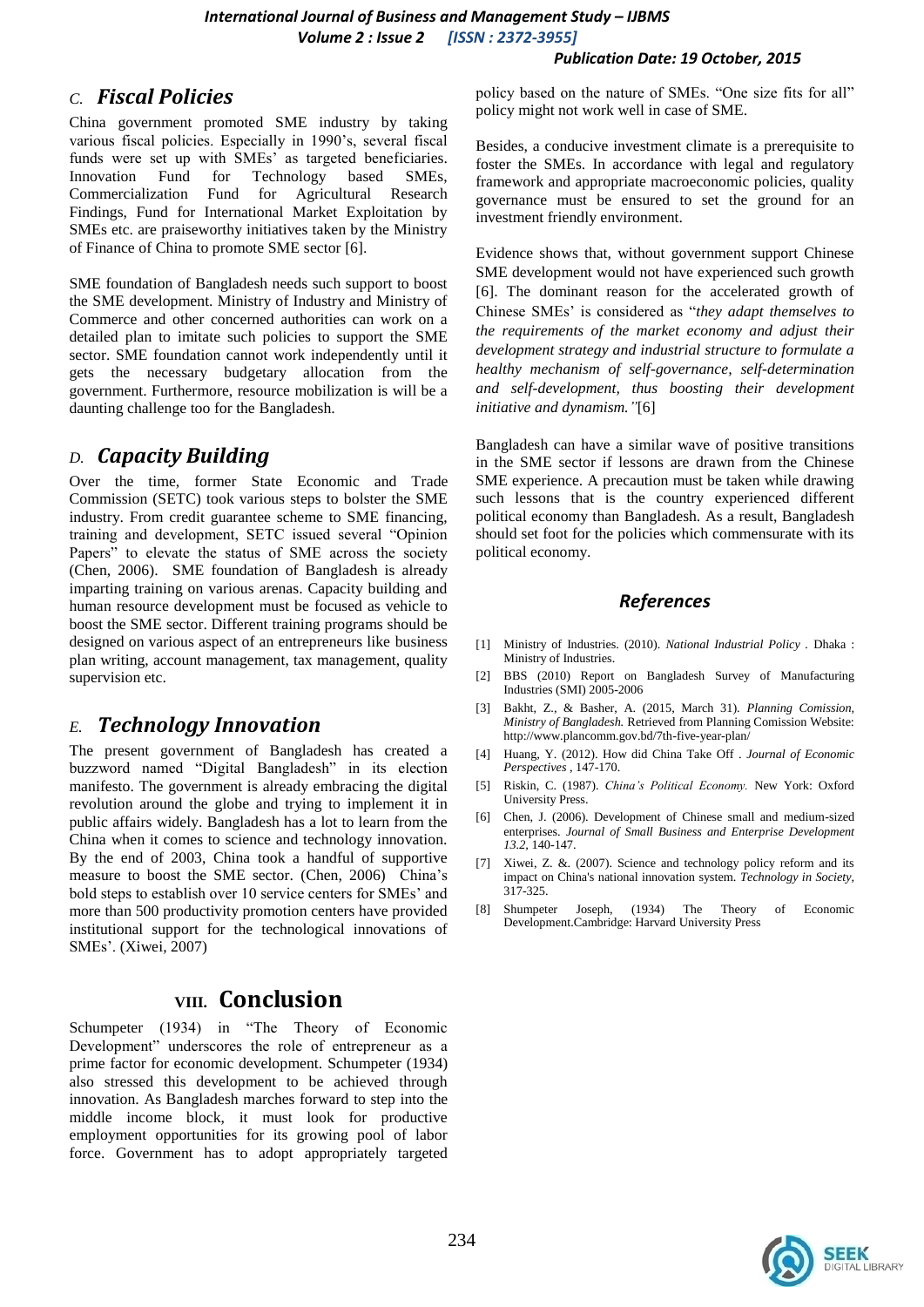### C. Fiscal Policies

China government promoted SME industry by taking various fiscal policies. Especially in 1990's, several fiscal funds were set up with SMEs' as targeted beneficiaries. Innovation Fund for Technology based SMEs, Commercialization Fund for Agricultural Research Findings, Fund for International Market Exploitation by SMEs etc. are praiseworthy initiatives taken by the Ministry of Finance of China to promote SME sector [6].

SME foundation of Bangladesh needs such support to boost the SME development. Ministry of Industry and Ministry of Commerce and other concerned authorities can work on a detailed plan to imitate such policies to support the SME sector. SME foundation cannot work independently until it gets the necessary budgetary allocation from the government. Furthermore, resource mobilization is will be a daunting challenge too for the Bangladesh.

### D. Capacity Building

Over the time, former State Economic and Trade Commission (SETC) took various steps to bolster the SME industry. From credit guarantee scheme to SME financing, training and development, SETC issued several "Opinion Papers" to elevate the status of SME across the society (Chen, 2006). SME foundation of Bangladesh is already imparting training on various arenas. Capacity building and human resource development must be focused as vehicle to boost the SME sector. Different training programs should be designed on various aspect of an entrepreneurs like business plan writing, account management, tax management, quality supervision etc.

### E. Technology Innovation

The present government of Bangladesh has created a buzzword named "Digital Bangladesh" in its election manifesto. The government is already embracing the digital revolution around the globe and trying to implement it in public affairs widely. Bangladesh has a lot to learn from the China when it comes to science and technology innovation. By the end of 2003, China took a handful of supportive measure to boost the SME sector. (Chen, 2006) China's bold steps to establish over 10 service centers for SMEs' and more than 500 productivity promotion centers have provided institutional support for the technological innovations of SMEs'. (Xiwei, 2007)

## VIII. Conclusion

Schumpeter (1934) in "The Theory of Economic Development" underscores the role of entrepreneur as a prime factor for economic development. Schumpeter (1934) also stressed this development to be achieved through innovation. As Bangladesh marches forward to step into the middle income block, it must look for productive employment opportunities for its growing pool of labor force. Government has to adopt appropriately targeted policy based on the nature of SMEs. "One size fits for all" policy might not work well in case of SME.

Besides, a conducive investment climate is a prerequisite to foster the SMEs. In accordance with legal and regulatory framework and appropriate macroeconomic policies, quality governance must be ensured to set the ground for an investment friendly environment.

Evidence shows that, without government support Chinese SME development would not have experienced such growth [6]. The dominant reason for the accelerated growth of Chinese SMEs' is considered as "*they adapt themselves to the requirements of the market economy and adjust their development strategy and industrial structure to formulate a healthy mechanism of self-governance, self-determination and self-development, thus boosting their development initiative and dynamism."*[6]

Bangladesh can have a similar wave of positive transitions in the SME sector if lessons are drawn from the Chinese SME experience. A precaution must be taken while drawing such lessons that is the country experienced different political economy than Bangladesh. As a result, Bangladesh should set foot for the policies which commensurate with its political economy.

## References

[1] Ministry of Industries. (2010). *National Industrial Policy* . Dhaka : Ministry of Industries.

[2] BBS (2010) Report on Bangladesh Survey of Manufacturing Industries (SMI) 2005-2006

[3] Bakht, Z., & Basher, A. (2015, March 31). *Planning Comission, Ministry of Bangladesh.* Retrieved from Planning Comission Website: http://www.plancomm.gov.bd/7th-five-year-plan/

[4] Huang, Y. (2012). How did China Take Off . *Journal of Economic Perspectives* , 147-170.

[5] Riskin, C. (1987). *China's Political Economy.* New York: Oxford University Press.

[6] Chen, J. (2006). Development of Chinese small and medium-sized enterprises. *Journal of Small Business and Enterprise Development 13.2*, 140-147.

[7] Xiwei, Z. &. (2007). Science and technology policy reform and its impact on China's national innovation system. *Technology in Society*, 317-325.

[8] Shumpeter Joseph, (1934) The Theory of Economic Development.Cambridge: Harvard University Press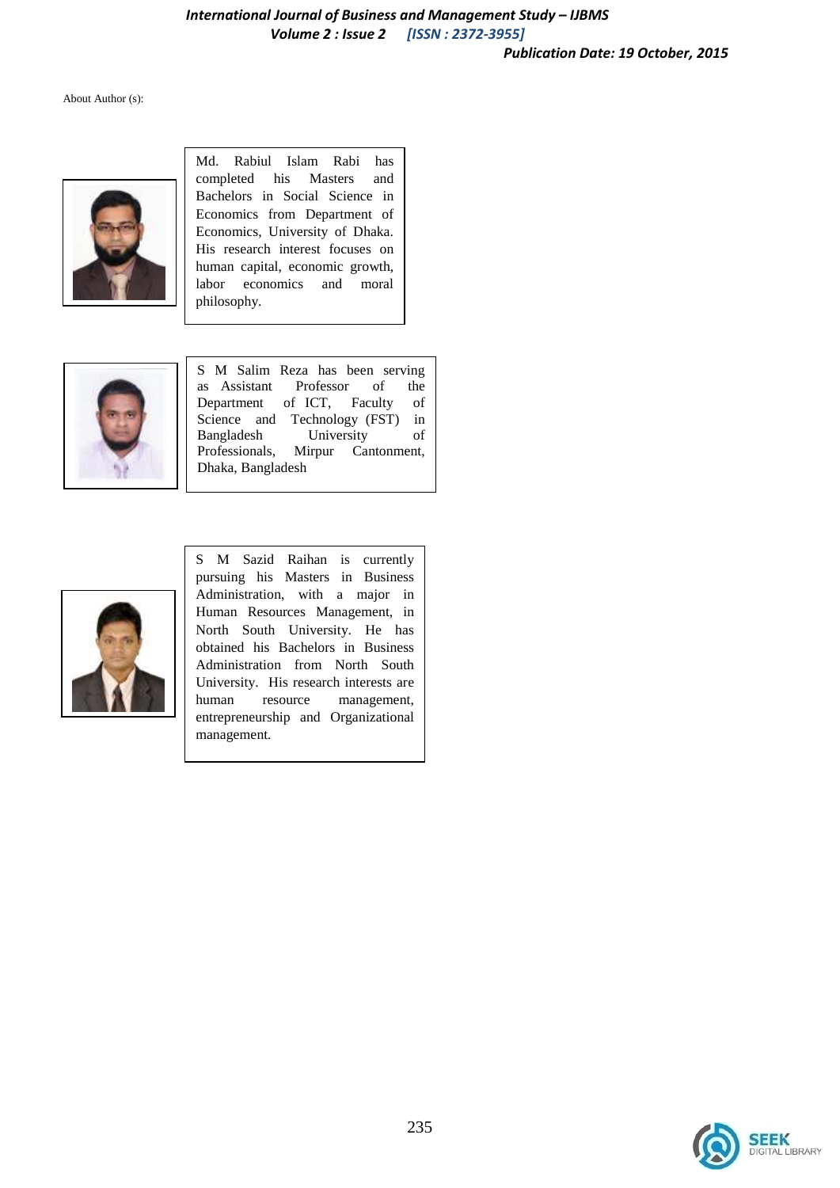About Author (s):

Md. Rabiul Islam Rabi has completed his Masters and Bachelors in Social Science in Economics from Department of Economics, University of Dhaka. His research interest focuses on human capital, economic growth, labor economics and moral philosophy.

S M Salim Reza has been serving as Assistant Professor of the Department of ICT, Faculty of Science and Technology (FST) in Bangladesh University of Professionals, Mirpur Cantonment, Dhaka, Bangladesh

S M Sazid Raihan is currently pursuing his Masters in Business Administration, with a major in Human Resources Management, in North South University. He has obtained his Bachelors in Business Administration from North South University. His research interests are human resource management, entrepreneurship and Organizational management.